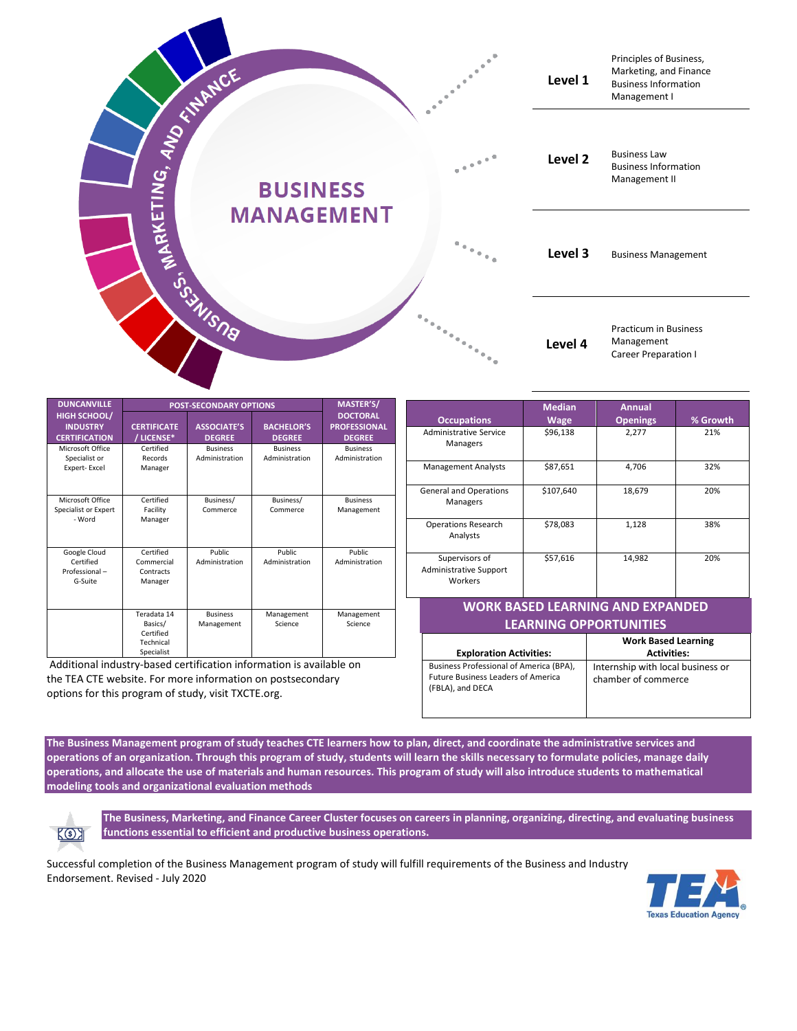# BUSINESS MANAGEMENT

BUSINESS, MARKETING, AND FINANCE

| Level | Courses |
|---|---|
| Level 1 | Principles of Business, Marketing, and Finance<br>Business Information Management I |
| Level 2 | Business Law<br>Business Information Management II |
| Level 3 | Business Management |
| Level 4 | Practicum in Business Management<br>Career Preparation I |

| DUNCANVILLE HIGH SCHOOL/ INDUSTRY CERTIFICATION | POST-SECONDARY OPTIONS | | | MASTER'S/ DOCTORAL PROFESSIONAL DEGREE |
|---|---|---|---|---|
| | CERTIFICATE / LICENSE* | ASSOCIATE'S DEGREE | BACHELOR'S DEGREE | |
| Microsoft Office Specialist or Expert- Excel | Certified Records Manager | Business Administration | Business Administration | Business Administration |
| Microsoft Office Specialist or Expert - Word | Certified Facility Manager | Business/ Commerce | Business/ Commerce | Business Management |
| Google Cloud Certified Professional – G-Suite | Certified Commercial Contracts Manager | Public Administration | Public Administration | Public Administration |
| | Teradata 14 Basics/ Certified Technical Specialist | Business Management | Management Science | Management Science |

Additional industry-based certification information is available on the TEA CTE website. For more information on postsecondary options for this program of study, visit TXCTE.org.

| Occupations | Median Wage | Annual Openings | % Growth |
|---|---|---|---|
| Administrative Service Managers | $96,138 | 2,277 | 21% |
| Management Analysts | $87,651 | 4,706 | 32% |
| General and Operations Managers | $107,640 | 18,679 | 20% |
| Operations Research Analysts | $78,083 | 1,128 | 38% |
| Supervisors of Administrative Support Workers | $57,616 | 14,982 | 20% |

## WORK BASED LEARNING AND EXPANDED LEARNING OPPORTUNITIES

| Exploration Activities: | Work Based Learning Activities: |
|---|---|
| Business Professional of America (BPA), Future Business Leaders of America (FBLA), and DECA | Internship with local business or chamber of commerce |

**The Business Management program of study teaches CTE learners how to plan, direct, and coordinate the administrative services and operations of an organization. Through this program of study, students will learn the skills necessary to formulate policies, manage daily operations, and allocate the use of materials and human resources. This program of study will also introduce students to mathematical modeling tools and organizational evaluation methods**

**The Business, Marketing, and Finance Career Cluster focuses on careers in planning, organizing, directing, and evaluating business functions essential to efficient and productive business operations.**

Successful completion of the Business Management program of study will fulfill requirements of the Business and Industry Endorsement. Revised - July 2020

TEA Texas Education Agency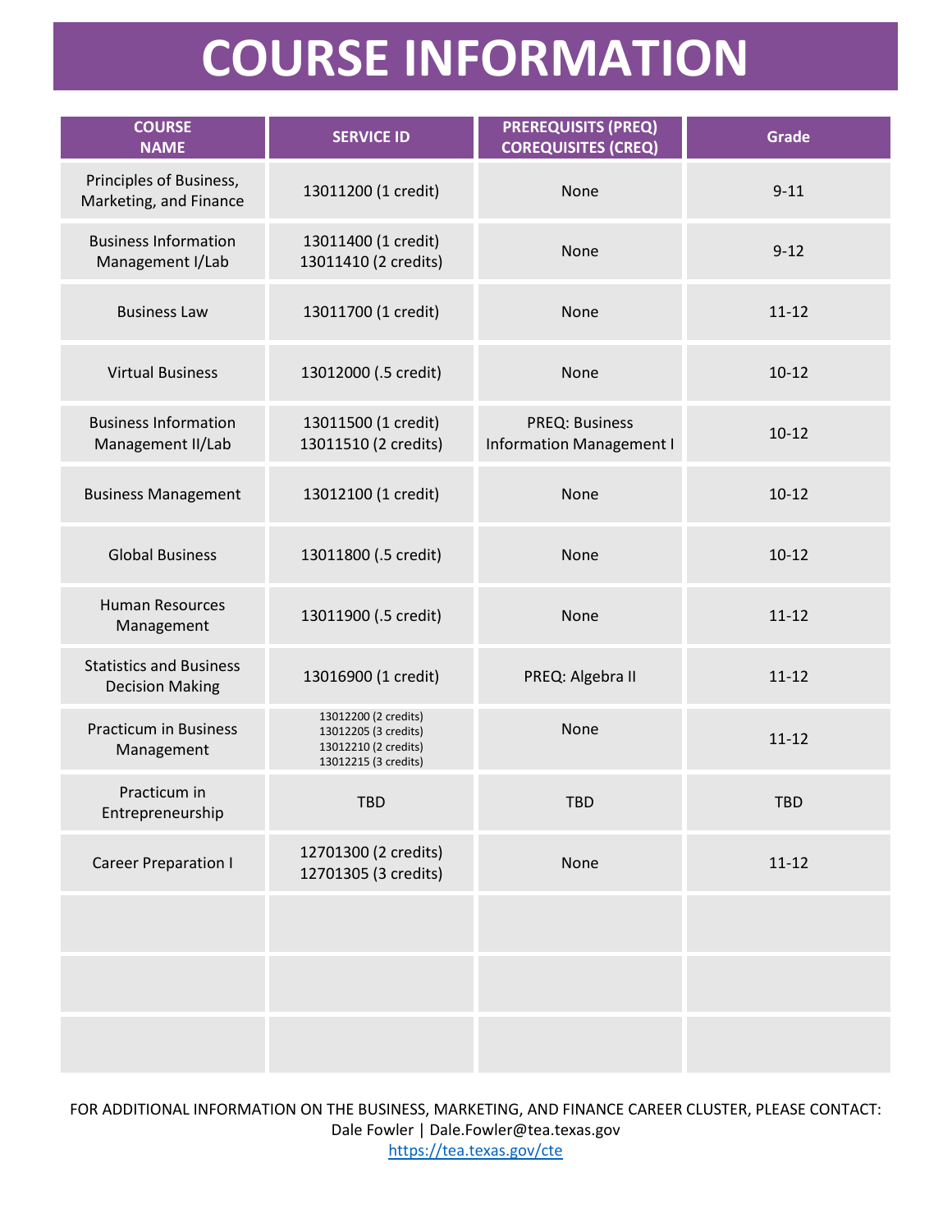# COURSE INFORMATION

| COURSE NAME | SERVICE ID | PREREQUISITS (PREQ) COREQUISITES (CREQ) | Grade |
|---|---|---|---|
| Principles of Business, Marketing, and Finance | 13011200 (1 credit) | None | 9-11 |
| Business Information Management I/Lab | 13011400 (1 credit)<br>13011410 (2 credits) | None | 9-12 |
| Business Law | 13011700 (1 credit) | None | 11-12 |
| Virtual Business | 13012000 (.5 credit) | None | 10-12 |
| Business Information Management II/Lab | 13011500 (1 credit)<br>13011510 (2 credits) | PREQ: Business Information Management I | 10-12 |
| Business Management | 13012100 (1 credit) | None | 10-12 |
| Global Business | 13011800 (.5 credit) | None | 10-12 |
| Human Resources Management | 13011900 (.5 credit) | None | 11-12 |
| Statistics and Business Decision Making | 13016900 (1 credit) | PREQ: Algebra II | 11-12 |
| Practicum in Business Management | 13012200 (2 credits)<br>13012205 (3 credits)<br>13012210 (2 credits)<br>13012215 (3 credits) | None | 11-12 |
| Practicum in Entrepreneurship | TBD | TBD | TBD |
| Career Preparation I | 12701300 (2 credits)<br>12701305 (3 credits) | None | 11-12 |
| | | | |
| | | | |
| | | | |

FOR ADDITIONAL INFORMATION ON THE BUSINESS, MARKETING, AND FINANCE CAREER CLUSTER, PLEASE CONTACT:
Dale Fowler | Dale.Fowler@tea.texas.gov
https://tea.texas.gov/cte